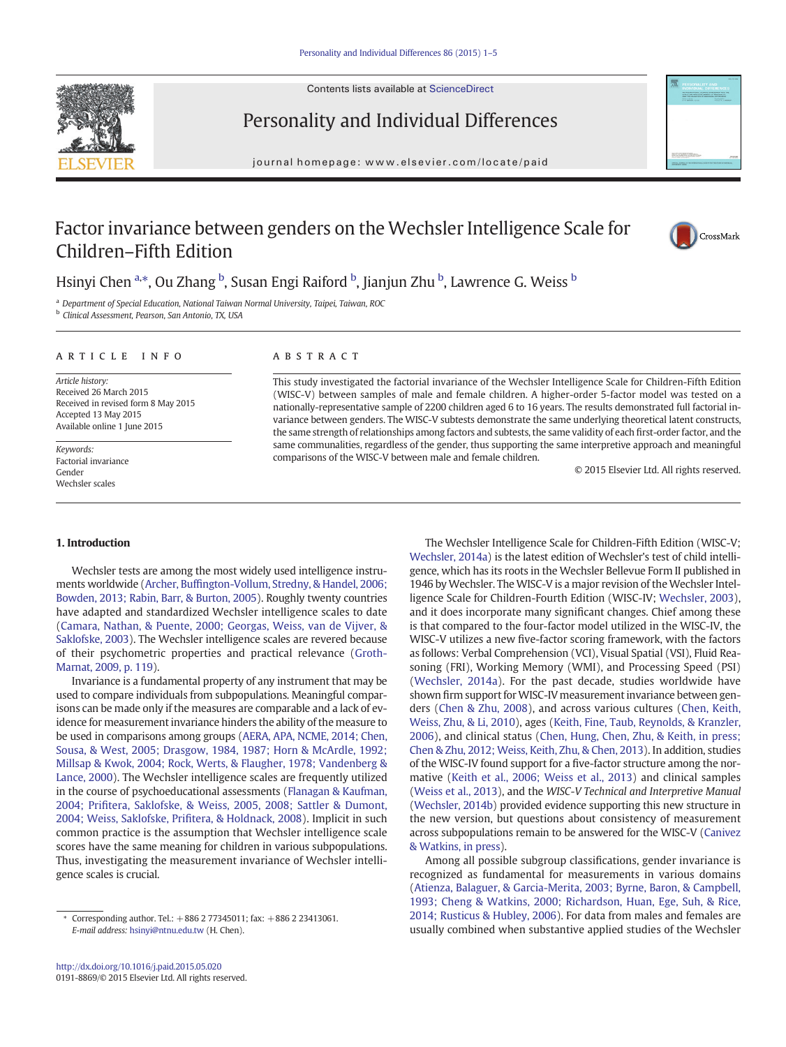# Factor invariance between genders on the Wechsler Intelligence Scale for Children–Fifth Edition

Hsinyi Chen [a,*], Ou Zhang [b], Susan Engi Raiford [b], Jianjun Zhu [b], Lawrence G. Weiss [b]

[a] Department of Special Education, National Taiwan Normal University, Taipei, Taiwan, ROC
[b] Clinical Assessment, Pearson, San Antonio, TX, USA

## ARTICLE INFO

*Article history:*
Received 26 March 2015
Received in revised form 8 May 2015
Accepted 13 May 2015
Available online 1 June 2015

*Keywords:*
Factorial invariance
Gender
Wechsler scales

## ABSTRACT

This study investigated the factorial invariance of the Wechsler Intelligence Scale for Children-Fifth Edition (WISC-V) between samples of male and female children. A higher-order 5-factor model was tested on a nationally-representative sample of 2200 children aged 6 to 16 years. The results demonstrated full factorial invariance between genders. The WISC-V subtests demonstrate the same underlying theoretical latent constructs, the same strength of relationships among factors and subtests, the same validity of each first-order factor, and the same communalities, regardless of the gender, thus supporting the same interpretive approach and meaningful comparisons of the WISC-V between male and female children.

© 2015 Elsevier Ltd. All rights reserved.

## 1. Introduction

Wechsler tests are among the most widely used intelligence instruments worldwide (Archer, Buffington-Vollum, Stredny, & Handel, 2006; Bowden, 2013; Rabin, Barr, & Burton, 2005). Roughly twenty countries have adapted and standardized Wechsler intelligence scales to date (Camara, Nathan, & Puente, 2000; Georgas, Weiss, van de Vijver, & Saklofske, 2003). The Wechsler intelligence scales are revered because of their psychometric properties and practical relevance (Groth-Marnat, 2009, p. 119).

Invariance is a fundamental property of any instrument that may be used to compare individuals from subpopulations. Meaningful comparisons can be made only if the measures are comparable and a lack of evidence for measurement invariance hinders the ability of the measure to be used in comparisons among groups (AERA, APA, NCME, 2014; Chen, Sousa, & West, 2005; Drasgow, 1984, 1987; Horn & McArdle, 1992; Millsap & Kwok, 2004; Rock, Werts, & Flaugher, 1978; Vandenberg & Lance, 2000). The Wechsler intelligence scales are frequently utilized in the course of psychoeducational assessments (Flanagan & Kaufman, 2004; Prifitera, Saklofske, & Weiss, 2005, 2008; Sattler & Dumont, 2004; Weiss, Saklofske, Prifitera, & Holdnack, 2008). Implicit in such common practice is the assumption that Wechsler intelligence scale scores have the same meaning for children in various subpopulations. Thus, investigating the measurement invariance of Wechsler intelligence scales is crucial.

The Wechsler Intelligence Scale for Children-Fifth Edition (WISC-V; Wechsler, 2014a) is the latest edition of Wechsler's test of child intelligence, which has its roots in the Wechsler Bellevue Form II published in 1946 by Wechsler. The WISC-V is a major revision of the Wechsler Intelligence Scale for Children-Fourth Edition (WISC-IV; Wechsler, 2003), and it does incorporate many significant changes. Chief among these is that compared to the four-factor model utilized in the WISC-IV, the WISC-V utilizes a new five-factor scoring framework, with the factors as follows: Verbal Comprehension (VCI), Visual Spatial (VSI), Fluid Reasoning (FRI), Working Memory (WMI), and Processing Speed (PSI) (Wechsler, 2014a). For the past decade, studies worldwide have shown firm support for WISC-IV measurement invariance between genders (Chen & Zhu, 2008), and across various cultures (Chen, Keith, Weiss, Zhu, & Li, 2010), ages (Keith, Fine, Taub, Reynolds, & Kranzler, 2006), and clinical status (Chen, Hung, Chen, Zhu, & Keith, in press; Chen & Zhu, 2012; Weiss, Keith, Zhu, & Chen, 2013). In addition, studies of the WISC-IV found support for a five-factor structure among the normative (Keith et al., 2006; Weiss et al., 2013) and clinical samples (Weiss et al., 2013), and the *WISC-V Technical and Interpretive Manual* (Wechsler, 2014b) provided evidence supporting this new structure in the new version, but questions about consistency of measurement across subpopulations remain to be answered for the WISC-V (Canivez & Watkins, in press).

Among all possible subgroup classifications, gender invariance is recognized as fundamental for measurements in various domains (Atienza, Balaguer, & Garcia-Merita, 2003; Byrne, Baron, & Campbell, 1993; Cheng & Watkins, 2000; Richardson, Huan, Ege, Suh, & Rice, 2014; Rusticus & Hubley, 2006). For data from males and females are usually combined when substantive applied studies of the Wechsler

* Corresponding author. Tel.: +886 2 77345011; fax: +886 2 23413061. E-mail address: hsinyi@ntnu.edu.tw (H. Chen).

http://dx.doi.org/10.1016/j.paid.2015.05.020
0191-8869/© 2015 Elsevier Ltd. All rights reserved.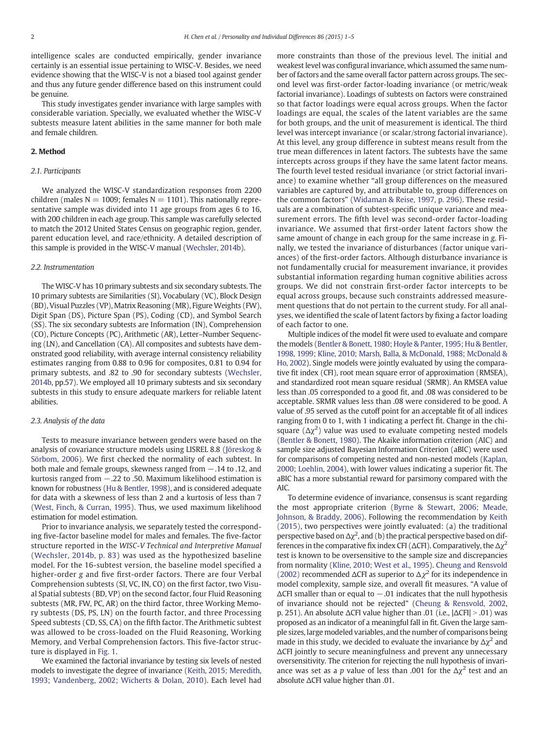intelligence scales are conducted empirically, gender invariance certainly is an essential issue pertaining to WISC-V. Besides, we need evidence showing that the WISC-V is not a biased tool against gender and thus any future gender difference based on this instrument could be genuine.

This study investigates gender invariance with large samples with considerable variation. Specially, we evaluated whether the WISC-V subtests measure latent abilities in the same manner for both male and female children.

## 2. Method

### 2.1. Participants

We analyzed the WISC-V standardization responses from 2200 children (males N = 1009; females N = 1101). This nationally representative sample was divided into 11 age groups from ages 6 to 16, with 200 children in each age group. This sample was carefully selected to match the 2012 United States Census on geographic region, gender, parent education level, and race/ethnicity. A detailed description of this sample is provided in the WISC-V manual (Wechsler, 2014b).

### 2.2. Instrumentation

The WISC-V has 10 primary subtests and six secondary subtests. The 10 primary subtests are Similarities (SI), Vocabulary (VC), Block Design (BD), Visual Puzzles (VP), Matrix Reasoning (MR), Figure Weights (FW), Digit Span (DS), Picture Span (PS), Coding (CD), and Symbol Search (SS). The six secondary subtests are Information (IN), Comprehension (CO), Picture Concepts (PC), Arithmetic (AR), Letter–Number Sequencing (LN), and Cancellation (CA). All composites and subtests have demonstrated good reliability, with average internal consistency reliability estimates ranging from 0.88 to 0.96 for composites, 0.81 to 0.94 for primary subtests, and .82 to .90 for secondary subtests (Wechsler, 2014b, pp.57). We employed all 10 primary subtests and six secondary subtests in this study to ensure adequate markers for reliable latent abilities.

### 2.3. Analysis of the data

Tests to measure invariance between genders were based on the analysis of covariance structure models using LISREL 8.8 (Jöreskog & Sörbom, 2006). We first checked the normality of each subtest. In both male and female groups, skewness ranged from −.14 to .12, and kurtosis ranged from −.22 to .50. Maximum likelihood estimation is known for robustness (Hu & Bentler, 1998), and is considered adequate for data with a skewness of less than 2 and a kurtosis of less than 7 (West, Finch, & Curran, 1995). Thus, we used maximum likelihood estimation for model estimation.

Prior to invariance analysis, we separately tested the corresponding five-factor baseline model for males and females. The five-factor structure reported in the *WISC-V Technical and Interpretive Manual* (Wechsler, 2014b, p. 83) was used as the hypothesized baseline model. For the 16-subtest version, the baseline model specified a higher-order g and five first-order factors. There are four Verbal Comprehension subtests (SI, VC, IN, CO) on the first factor, two Visual Spatial subtests (BD, VP) on the second factor, four Fluid Reasoning subtests (MR, FW, PC, AR) on the third factor, three Working Memory subtests (DS, PS, LN) on the fourth factor, and three Processing Speed subtests (CD, SS, CA) on the fifth factor. The Arithmetic subtest was allowed to be cross-loaded on the Fluid Reasoning, Working Memory, and Verbal Comprehension factors. This five-factor structure is displayed in Fig. 1.

We examined the factorial invariance by testing six levels of nested models to investigate the degree of invariance (Keith, 2015; Meredith, 1993; Vandenberg, 2002; Wicherts & Dolan, 2010). Each level had more constraints than those of the previous level. The initial and weakest level was configural invariance, which assumed the same number of factors and the same overall factor pattern across groups. The second level was first-order factor-loading invariance (or metric/weak factorial invariance). Loadings of subtests on factors were constrained so that factor loadings were equal across groups. When the factor loadings are equal, the scales of the latent variables are the same for both groups, and the unit of measurement is identical. The third level was intercept invariance (or scalar/strong factorial invariance). At this level, any group difference in subtest means result from the true mean differences in latent factors. The subtests have the same intercepts across groups if they have the same latent factor means. The fourth level tested residual invariance (or strict factorial invariance) to examine whether "all group differences on the measured variables are captured by, and attributable to, group differences on the common factors" (Widaman & Reise, 1997, p. 296). These residuals are a combination of subtest-specific unique variance and measurement errors. The fifth level was second-order factor-loading invariance. We assumed that first-order latent factors show the same amount of change in each group for the same increase in g. Finally, we tested the invariance of disturbances (factor unique variances) of the first-order factors. Although disturbance invariance is not fundamentally crucial for measurement invariance, it provides substantial information regarding human cognitive abilities across groups. We did not constrain first-order factor intercepts to be equal across groups, because such constraints addressed measurement questions that do not pertain to the current study. For all analyses, we identified the scale of latent factors by fixing a factor loading of each factor to one.

Multiple indices of the model fit were used to evaluate and compare the models (Bentler & Bonett, 1980; Hoyle & Panter, 1995; Hu & Bentler, 1998, 1999; Kline, 2010; Marsh, Balla, & McDonald, 1988; McDonald & Ho, 2002). Single models were jointly evaluated by using the comparative fit index (CFI), root mean square error of approximation (RMSEA), and standardized root mean square residual (SRMR). An RMSEA value less than .05 corresponded to a good fit, and .08 was considered to be acceptable. SRMR values less than .08 were considered to be good. A value of .95 served as the cutoff point for an acceptable fit of all indices ranging from 0 to 1, with 1 indicating a perfect fit. Change in the chi-square ($\Delta\chi^2$) value was used to evaluate competing nested models (Bentler & Bonett, 1980). The Akaike information criterion (AIC) and sample size adjusted Bayesian Information Criterion (aBIC) were used for comparisons of competing nested and non-nested models (Kaplan, 2000; Loehlin, 2004), with lower values indicating a superior fit. The aBIC has a more substantial reward for parsimony compared with the AIC.

To determine evidence of invariance, consensus is scant regarding the most appropriate criterion (Byrne & Stewart, 2006; Meade, Johnson, & Braddy, 2006). Following the recommendation by Keith (2015), two perspectives were jointly evaluated: (a) the traditional perspective based on $\Delta\chi^2$, and (b) the practical perspective based on differences in the comparative fix index CFI (ΔCFI). Comparatively, the $\Delta\chi^2$ test is known to be oversensitive to the sample size and discrepancies from normality (Kline, 2010; West et al., 1995). Cheung and Rensvold (2002) recommended ΔCFI as superior to $\Delta\chi^2$ for its independence in model complexity, sample size, and overall fit measures. "A value of ΔCFI smaller than or equal to −.01 indicates that the null hypothesis of invariance should not be rejected" (Cheung & Rensvold, 2002, p. 251). An absolute ΔCFI value higher than .01 (i.e., $|\Delta CFI| > .01$) was proposed as an indicator of a meaningful fall in fit. Given the large sample sizes, large modeled variables, and the number of comparisons being made in this study, we decided to evaluate the invariance by $\Delta\chi^2$ and ΔCFI jointly to secure meaningfulness and prevent any unnecessary oversensitivity. The criterion for rejecting the null hypothesis of invariance was set as a $p$ value of less than .001 for the $\Delta\chi^2$ test and an absolute ΔCFI value higher than .01.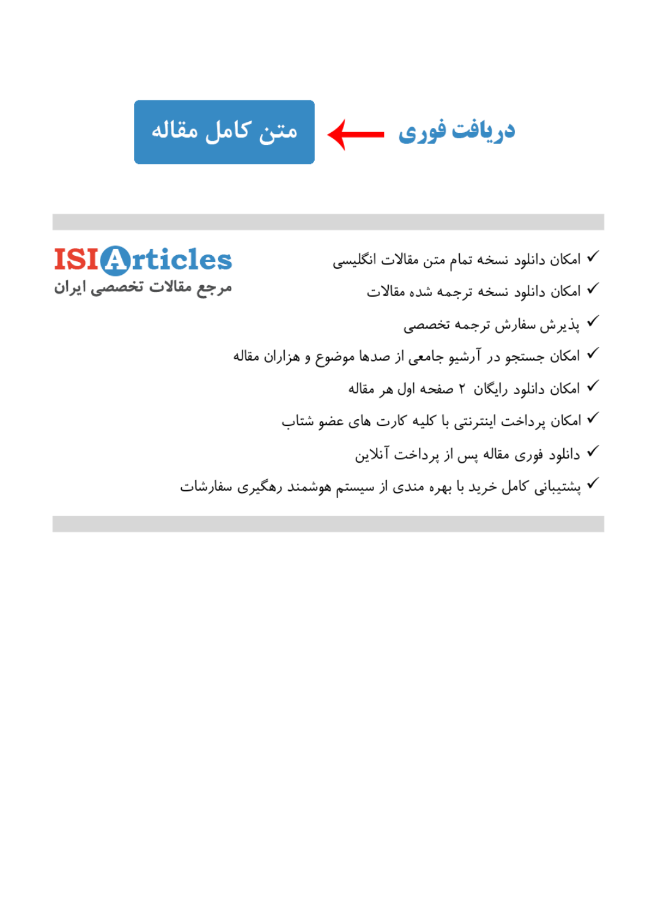دریافت فوری ← متن کامل مقاله

**ISIArticles**

مرجع مقالات تخصصی ایران

- ✓ امکان دانلود نسخه تمام متن مقالات انگلیسی
- ✓ امکان دانلود نسخه ترجمه شده مقالات
- ✓ پذیرش سفارش ترجمه تخصصی
- ✓ امکان جستجو در آرشیو جامعی از صدها موضوع و هزاران مقاله
- ✓ امکان دانلود رایگان ۲ صفحه اول هر مقاله
- ✓ امکان پرداخت اینترنتی با کلیه کارت های عضو شتاب
- ✓ دانلود فوری مقاله پس از پرداخت آنلاین
- ✓ پشتیبانی کامل خرید با بهره مندی از سیستم هوشمند رهگیری سفارشات